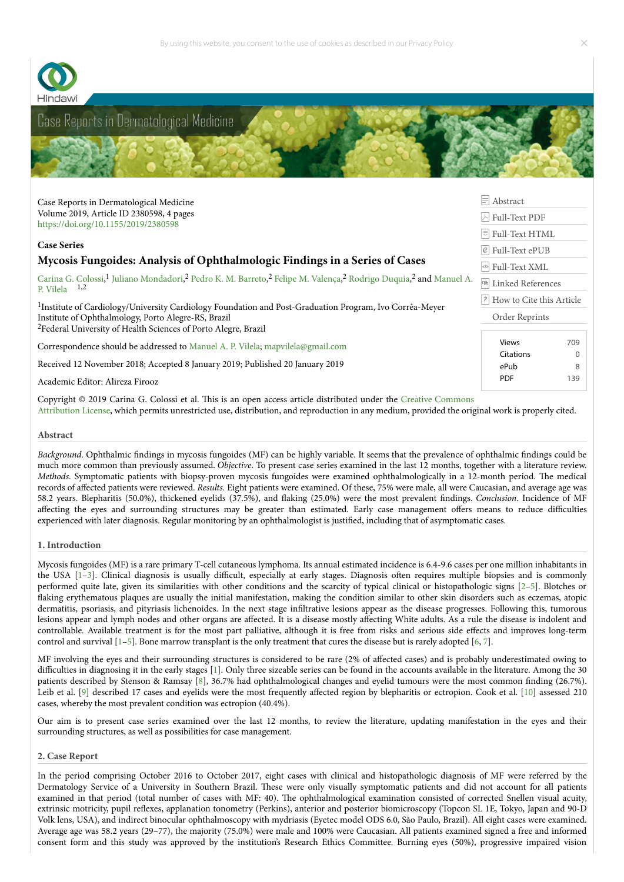Case Reports in Dermatological Medicine
Volume 2019, Article ID 2380598, 4 pages
https://doi.org/10.1155/2019/2380598

**Case Series**

# Mycosis Fungoides: Analysis of Ophthalmologic Findings in a Series of Cases

Carina G. Colossi,[1] Juliano Mondadori,[2] Pedro K. M. Barreto,[2] Felipe M. Valença,[2] Rodrigo Duquia,[2] and Manuel A. P. Vilela[1,2]

[1]Institute of Cardiology/University Cardiology Foundation and Post-Graduation Program, Ivo Corrêa-Meyer Institute of Ophthalmology, Porto Alegre-RS, Brazil
[2]Federal University of Health Sciences of Porto Alegre, Brazil

Correspondence should be addressed to Manuel A. P. Vilela; mapvilela@gmail.com

Received 12 November 2018; Accepted 8 January 2019; Published 20 January 2019

Academic Editor: Alireza Firooz

Copyright © 2019 Carina G. Colossi et al. This is an open access article distributed under the Creative Commons Attribution License, which permits unrestricted use, distribution, and reproduction in any medium, provided the original work is properly cited.

## Abstract

*Background*. Ophthalmic findings in mycosis fungoides (MF) can be highly variable. It seems that the prevalence of ophthalmic findings could be much more common than previously assumed. *Objective*. To present case series examined in the last 12 months, together with a literature review. *Methods*. Symptomatic patients with biopsy-proven mycosis fungoides were examined ophthalmologically in a 12-month period. The medical records of affected patients were reviewed. *Results*. Eight patients were examined. Of these, 75% were male, all were Caucasian, and average age was 58.2 years. Blepharitis (50.0%), thickened eyelids (37.5%), and flaking (25.0%) were the most prevalent findings. *Conclusion*. Incidence of MF affecting the eyes and surrounding structures may be greater than estimated. Early case management offers means to reduce difficulties experienced with later diagnosis. Regular monitoring by an ophthalmologist is justified, including that of asymptomatic cases.

## 1. Introduction

Mycosis fungoides (MF) is a rare primary T-cell cutaneous lymphoma. Its annual estimated incidence is 6.4-9.6 cases per one million inhabitants in the USA [1–3]. Clinical diagnosis is usually difficult, especially at early stages. Diagnosis often requires multiple biopsies and is commonly performed quite late, given its similarities with other conditions and the scarcity of typical clinical or histopathologic signs [2–5]. Blotches or flaking erythematous plaques are usually the initial manifestation, making the condition similar to other skin disorders such as eczemas, atopic dermatitis, psoriasis, and pityriasis lichenoides. In the next stage infiltrative lesions appear as the disease progresses. Following this, tumorous lesions appear and lymph nodes and other organs are affected. It is a disease mostly affecting White adults. As a rule the disease is indolent and controllable. Available treatment is for the most part palliative, although it is free from risks and serious side effects and improves long-term control and survival [1–5]. Bone marrow transplant is the only treatment that cures the disease but is rarely adopted [6, 7].

MF involving the eyes and their surrounding structures is considered to be rare (2% of affected cases) and is probably underestimated owing to difficulties in diagnosing it in the early stages [1]. Only three sizeable series can be found in the accounts available in the literature. Among the 30 patients described by Stenson & Ramsay [8], 36.7% had ophthalmological changes and eyelid tumours were the most common finding (26.7%). Leib et al. [9] described 17 cases and eyelids were the most frequently affected region by blepharitis or ectropion. Cook et al. [10] assessed 210 cases, whereby the most prevalent condition was ectropion (40.4%).

Our aim is to present case series examined over the last 12 months, to review the literature, updating manifestation in the eyes and their surrounding structures, as well as possibilities for case management.

## 2. Case Report

In the period comprising October 2016 to October 2017, eight cases with clinical and histopathologic diagnosis of MF were referred by the Dermatology Service of a University in Southern Brazil. These were only visually symptomatic patients and did not account for all patients examined in that period (total number of cases with MF: 40). The ophthalmological examination consisted of corrected Snellen visual acuity, extrinsic motricity, pupil reflexes, applanation tonometry (Perkins), anterior and posterior biomicroscopy (Topcon SL 1E, Tokyo, Japan and 90-D Volk lens, USA), and indirect binocular ophthalmoscopy with mydriasis (Eyetec model ODS 6.0, São Paulo, Brazil). All eight cases were examined. Average age was 58.2 years (29–77), the majority (75.0%) were male and 100% were Caucasian. All patients examined signed a free and informed consent form and this study was approved by the institution's Research Ethics Committee. Burning eyes (50%), progressive impaired vision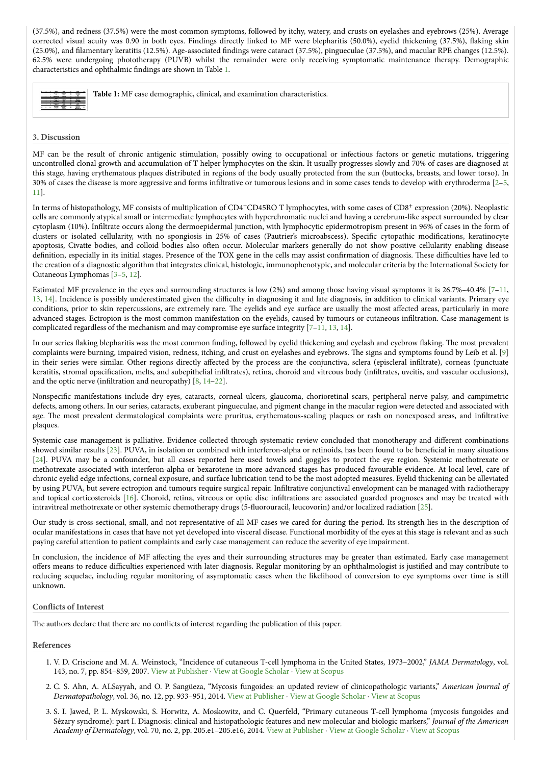(37.5%), and redness (37.5%) were the most common symptoms, followed by itchy, watery, and crusts on eyelashes and eyebrows (25%). Average corrected visual acuity was 0.90 in both eyes. Findings directly linked to MF were blepharitis (50.0%), eyelid thickening (37.5%), flaking skin (25.0%), and filamentary keratitis (12.5%). Age-associated findings were cataract (37.5%), pingueculae (37.5%), and macular RPE changes (12.5%). 62.5% were undergoing phototherapy (PUVB) whilst the remainder were only receiving symptomatic maintenance therapy. Demographic characteristics and ophthalmic findings are shown in Table 1.

**Table 1:** MF case demographic, clinical, and examination characteristics.

## 3. Discussion

MF can be the result of chronic antigenic stimulation, possibly owing to occupational or infectious factors or genetic mutations, triggering uncontrolled clonal growth and accumulation of T helper lymphocytes on the skin. It usually progresses slowly and 70% of cases are diagnosed at this stage, having erythematous plaques distributed in regions of the body usually protected from the sun (buttocks, breasts, and lower torso). In 30% of cases the disease is more aggressive and forms infiltrative or tumorous lesions and in some cases tends to develop with erythroderma [2–5, 11].

In terms of histopathology, MF consists of multiplication of $CD4^{+}CD45RO$ T lymphocytes, with some cases of $CD8^{+}$ expression (20%). Neoplastic cells are commonly atypical small or intermediate lymphocytes with hyperchromatic nuclei and having a cerebrum-like aspect surrounded by clear cytoplasm (10%). Infiltrate occurs along the dermoepidermal junction, with lymphocytic epidermotropism present in 96% of cases in the form of clusters or isolated cellularity, with no spongiosis in 25% of cases (Pautrier's microabscess). Specific cytopathic modifications, keratinocyte apoptosis, Civatte bodies, and colloid bodies also often occur. Molecular markers generally do not show positive cellularity enabling disease definition, especially in its initial stages. Presence of the TOX gene in the cells may assist confirmation of diagnosis. These difficulties have led to the creation of a diagnostic algorithm that integrates clinical, histologic, immunophenotypic, and molecular criteria by the International Society for Cutaneous Lymphomas [3–5, 12].

Estimated MF prevalence in the eyes and surrounding structures is low (2%) and among those having visual symptoms it is 26.7%–40.4% [7–11, 13, 14]. Incidence is possibly underestimated given the difficulty in diagnosing it and late diagnosis, in addition to clinical variants. Primary eye conditions, prior to skin repercussions, are extremely rare. The eyelids and eye surface are usually the most affected areas, particularly in more advanced stages. Ectropion is the most common manifestation on the eyelids, caused by tumours or cutaneous infiltration. Case management is complicated regardless of the mechanism and may compromise eye surface integrity [7–11, 13, 14].

In our series flaking blepharitis was the most common finding, followed by eyelid thickening and eyelash and eyebrow flaking. The most prevalent complaints were burning, impaired vision, redness, itching, and crust on eyelashes and eyebrows. The signs and symptoms found by Leib et al. [9] in their series were similar. Other regions directly affected by the process are the conjunctiva, sclera (episcleral infiltrate), corneas (punctuate keratitis, stromal opacification, melts, and subepithelial infiltrates), retina, choroid and vitreous body (infiltrates, uveitis, and vascular occlusions), and the optic nerve (infiltration and neuropathy) [8, 14–22].

Nonspecific manifestations include dry eyes, cataracts, corneal ulcers, glaucoma, chorioretinal scars, peripheral nerve palsy, and campimetric defects, among others. In our series, cataracts, exuberant pingueculae, and pigment change in the macular region were detected and associated with age. The most prevalent dermatological complaints were pruritus, erythematous-scaling plaques or rash on nonexposed areas, and infiltrative plaques.

Systemic case management is palliative. Evidence collected through systematic review concluded that monotherapy and different combinations showed similar results [23]. PUVA, in isolation or combined with interferon-alpha or retinoids, has been found to be beneficial in many situations [24]. PUVA may be a confounder, but all cases reported here used towels and goggles to protect the eye region. Systemic methotrexate or methotrexate associated with interferon-alpha or bexarotene in more advanced stages has produced favourable evidence. At local level, care of chronic eyelid edge infections, corneal exposure, and surface lubrication tend to be the most adopted measures. Eyelid thickening can be alleviated by using PUVA, but severe ectropion and tumours require surgical repair. Infiltrative conjunctival envelopment can be managed with radiotherapy and topical corticosteroids [16]. Choroid, retina, vitreous or optic disc infiltrations are associated guarded prognoses and may be treated with intravitreal methotrexate or other systemic chemotherapy drugs (5-fluorouracil, leucovorin) and/or localized radiation [25].

Our study is cross-sectional, small, and not representative of all MF cases we cared for during the period. Its strength lies in the description of ocular manifestations in cases that have not yet developed into visceral disease. Functional morbidity of the eyes at this stage is relevant and as such paying careful attention to patient complaints and early case management can reduce the severity of eye impairment.

In conclusion, the incidence of MF affecting the eyes and their surrounding structures may be greater than estimated. Early case management offers means to reduce difficulties experienced with later diagnosis. Regular monitoring by an ophthalmologist is justified and may contribute to reducing sequelae, including regular monitoring of asymptomatic cases when the likelihood of conversion to eye symptoms over time is still unknown.

## Conflicts of Interest

The authors declare that there are no conflicts of interest regarding the publication of this paper.

## References

1. V. D. Criscione and M. A. Weinstock, "Incidence of cutaneous T-cell lymphoma in the United States, 1973–2002," *JAMA Dermatology*, vol. 143, no. 7, pp. 854–859, 2007. View at Publisher · View at Google Scholar · View at Scopus
2. C. S. Ahn, A. ALSayyah, and O. P. Sangüeza, "Mycosis fungoides: an updated review of clinicopathologic variants," *American Journal of Dermatopathology*, vol. 36, no. 12, pp. 933–951, 2014. View at Publisher · View at Google Scholar · View at Scopus
3. S. I. Jawed, P. L. Myskowski, S. Horwitz, A. Moskowitz, and C. Querfeld, "Primary cutaneous T-cell lymphoma (mycosis fungoides and Sézary syndrome): part I. Diagnosis: clinical and histopathologic features and new molecular and biologic markers," *Journal of the American Academy of Dermatology*, vol. 70, no. 2, pp. 205.e1–205.e16, 2014. View at Publisher · View at Google Scholar · View at Scopus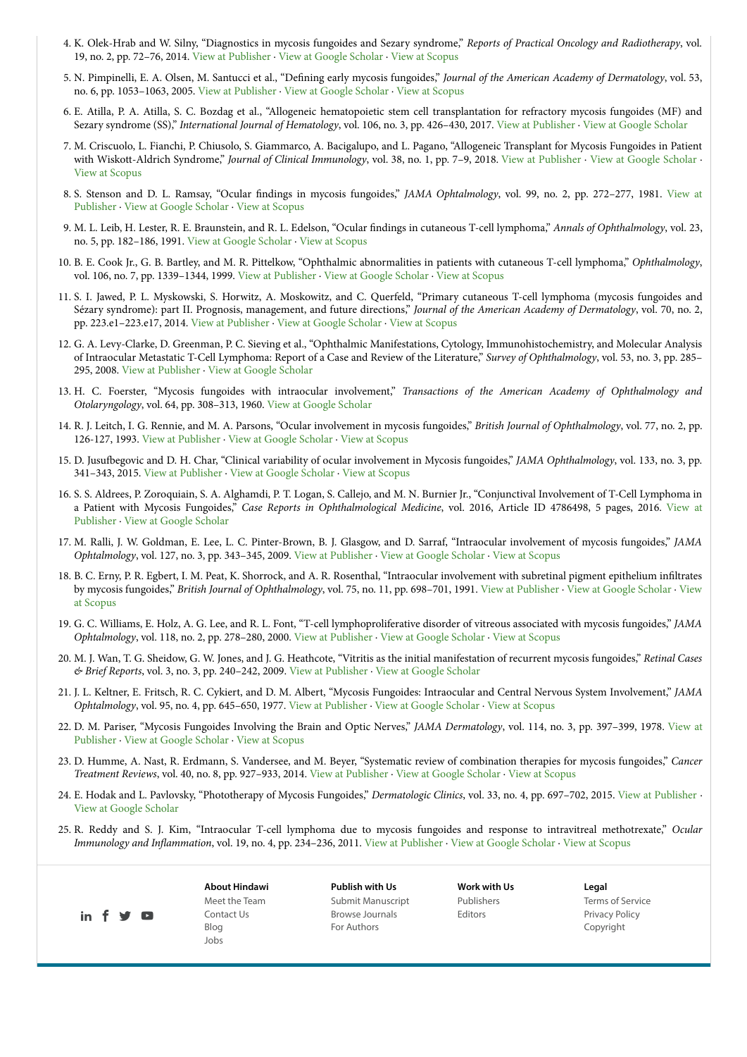4. K. Olek-Hrab and W. Silny, "Diagnostics in mycosis fungoides and Sezary syndrome," *Reports of Practical Oncology and Radiotherapy*, vol. 19, no. 2, pp. 72–76, 2014. View at Publisher · View at Google Scholar · View at Scopus

5. N. Pimpinelli, E. A. Olsen, M. Santucci et al., "Defining early mycosis fungoides," *Journal of the American Academy of Dermatology*, vol. 53, no. 6, pp. 1053–1063, 2005. View at Publisher · View at Google Scholar · View at Scopus

6. E. Atilla, P. A. Atilla, S. C. Bozdag et al., "Allogeneic hematopoietic stem cell transplantation for refractory mycosis fungoides (MF) and Sezary syndrome (SS)," *International Journal of Hematology*, vol. 106, no. 3, pp. 426–430, 2017. View at Publisher · View at Google Scholar

7. M. Criscuolo, L. Fianchi, P. Chiusolo, S. Giammarco, A. Bacigalupo, and L. Pagano, "Allogeneic Transplant for Mycosis Fungoides in Patient with Wiskott-Aldrich Syndrome," *Journal of Clinical Immunology*, vol. 38, no. 1, pp. 7–9, 2018. View at Publisher · View at Google Scholar · View at Scopus

8. S. Stenson and D. L. Ramsay, "Ocular findings in mycosis fungoides," *JAMA Ophtalmology*, vol. 99, no. 2, pp. 272–277, 1981. View at Publisher · View at Google Scholar · View at Scopus

9. M. L. Leib, H. Lester, R. E. Braunstein, and R. L. Edelson, "Ocular findings in cutaneous T-cell lymphoma," *Annals of Ophthalmology*, vol. 23, no. 5, pp. 182–186, 1991. View at Google Scholar · View at Scopus

10. B. E. Cook Jr., G. B. Bartley, and M. R. Pittelkow, "Ophthalmic abnormalities in patients with cutaneous T-cell lymphoma," *Ophthalmology*, vol. 106, no. 7, pp. 1339–1344, 1999. View at Publisher · View at Google Scholar · View at Scopus

11. S. I. Jawed, P. L. Myskowski, S. Horwitz, A. Moskowitz, and C. Querfeld, "Primary cutaneous T-cell lymphoma (mycosis fungoides and Sézary syndrome): part II. Prognosis, management, and future directions," *Journal of the American Academy of Dermatology*, vol. 70, no. 2, pp. 223.e1–223.e17, 2014. View at Publisher · View at Google Scholar · View at Scopus

12. G. A. Levy-Clarke, D. Greenman, P. C. Sieving et al., "Ophthalmic Manifestations, Cytology, Immunohistochemistry, and Molecular Analysis of Intraocular Metastatic T-Cell Lymphoma: Report of a Case and Review of the Literature," *Survey of Ophthalmology*, vol. 53, no. 3, pp. 285–295, 2008. View at Publisher · View at Google Scholar

13. H. C. Foerster, "Mycosis fungoides with intraocular involvement," *Transactions of the American Academy of Ophthalmology and Otolaryngology*, vol. 64, pp. 308–313, 1960. View at Google Scholar

14. R. J. Leitch, I. G. Rennie, and M. A. Parsons, "Ocular involvement in mycosis fungoides," *British Journal of Ophthalmology*, vol. 77, no. 2, pp. 126-127, 1993. View at Publisher · View at Google Scholar · View at Scopus

15. D. Jusufbegovic and D. H. Char, "Clinical variability of ocular involvement in Mycosis fungoides," *JAMA Ophthalmology*, vol. 133, no. 3, pp. 341–343, 2015. View at Publisher · View at Google Scholar · View at Scopus

16. S. S. Aldrees, P. Zoroquiain, S. A. Alghamdi, P. T. Logan, S. Callejo, and M. N. Burnier Jr., "Conjunctival Involvement of T-Cell Lymphoma in a Patient with Mycosis Fungoides," *Case Reports in Ophthalmological Medicine*, vol. 2016, Article ID 4786498, 5 pages, 2016. View at Publisher · View at Google Scholar

17. M. Ralli, J. W. Goldman, E. Lee, L. C. Pinter-Brown, B. J. Glasgow, and D. Sarraf, "Intraocular involvement of mycosis fungoides," *JAMA Ophtalmology*, vol. 127, no. 3, pp. 343–345, 2009. View at Publisher · View at Google Scholar · View at Scopus

18. B. C. Erny, P. R. Egbert, I. M. Peat, K. Shorrock, and A. R. Rosenthal, "Intraocular involvement with subretinal pigment epithelium infiltrates by mycosis fungoides," *British Journal of Ophthalmology*, vol. 75, no. 11, pp. 698–701, 1991. View at Publisher · View at Google Scholar · View at Scopus

19. G. C. Williams, E. Holz, A. G. Lee, and R. L. Font, "T-cell lymphoproliferative disorder of vitreous associated with mycosis fungoides," *JAMA Ophtalmology*, vol. 118, no. 2, pp. 278–280, 2000. View at Publisher · View at Google Scholar · View at Scopus

20. M. J. Wan, T. G. Sheidow, G. W. Jones, and J. G. Heathcote, "Vitritis as the initial manifestation of recurrent mycosis fungoides," *Retinal Cases & Brief Reports*, vol. 3, no. 3, pp. 240–242, 2009. View at Publisher · View at Google Scholar

21. J. L. Keltner, E. Fritsch, R. C. Cykiert, and D. M. Albert, "Mycosis Fungoides: Intraocular and Central Nervous System Involvement," *JAMA Ophtalmology*, vol. 95, no. 4, pp. 645–650, 1977. View at Publisher · View at Google Scholar · View at Scopus

22. D. M. Pariser, "Mycosis Fungoides Involving the Brain and Optic Nerves," *JAMA Dermatology*, vol. 114, no. 3, pp. 397–399, 1978. View at Publisher · View at Google Scholar · View at Scopus

23. D. Humme, A. Nast, R. Erdmann, S. Vandersee, and M. Beyer, "Systematic review of combination therapies for mycosis fungoides," *Cancer Treatment Reviews*, vol. 40, no. 8, pp. 927–933, 2014. View at Publisher · View at Google Scholar · View at Scopus

24. E. Hodak and L. Pavlovsky, "Phototherapy of Mycosis Fungoides," *Dermatologic Clinics*, vol. 33, no. 4, pp. 697–702, 2015. View at Publisher · View at Google Scholar

25. R. Reddy and S. J. Kim, "Intraocular T-cell lymphoma due to mycosis fungoides and response to intravitreal methotrexate," *Ocular Immunology and Inflammation*, vol. 19, no. 4, pp. 234–236, 2011. View at Publisher · View at Google Scholar · View at Scopus